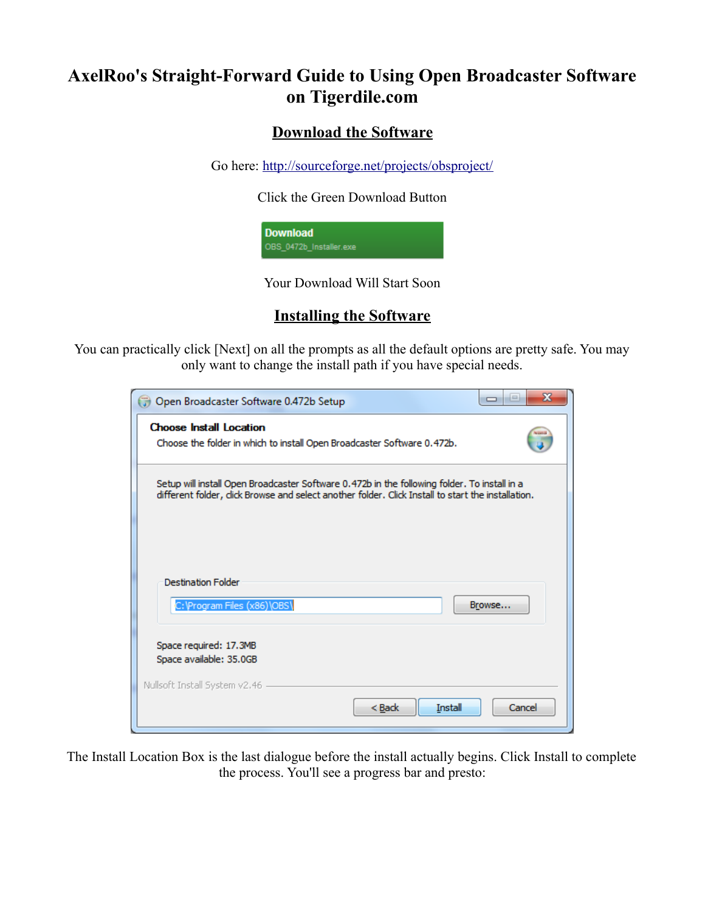# AxelRoo's Straight-Forward Guide to Using Open Broadcaster Software on Tigerdile.com

## Download the Software

Go here: [http://sourceforge.net/projects/obsproject/](http://sourceforge.net/projects/obsproject/)

Click the Green Download Button

Your Download Will Start Soon

## Installing the Software

You can practically click [Next] on all the prompts as all the default options are pretty safe. You may only want to change the install path if you have special needs.

The Install Location Box is the last dialogue before the install actually begins. Click Install to complete the process. You'll see a progress bar and presto: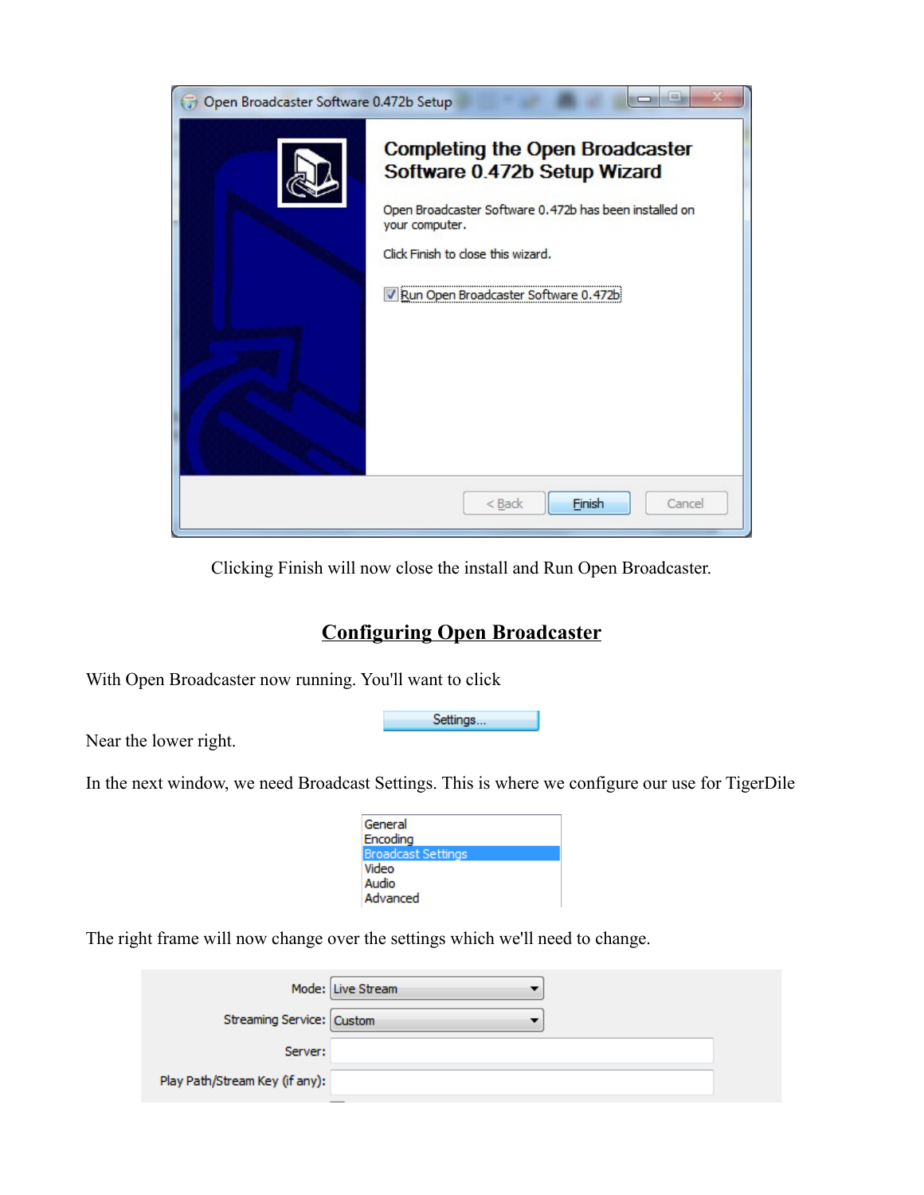Clicking Finish will now close the install and Run Open Broadcaster.

## Configuring Open Broadcaster

With Open Broadcaster now running. You'll want to click

Settings...

Near the lower right.

In the next window, we need Broadcast Settings. This is where we configure our use for TigerDile

The right frame will now change over the settings which we'll need to change.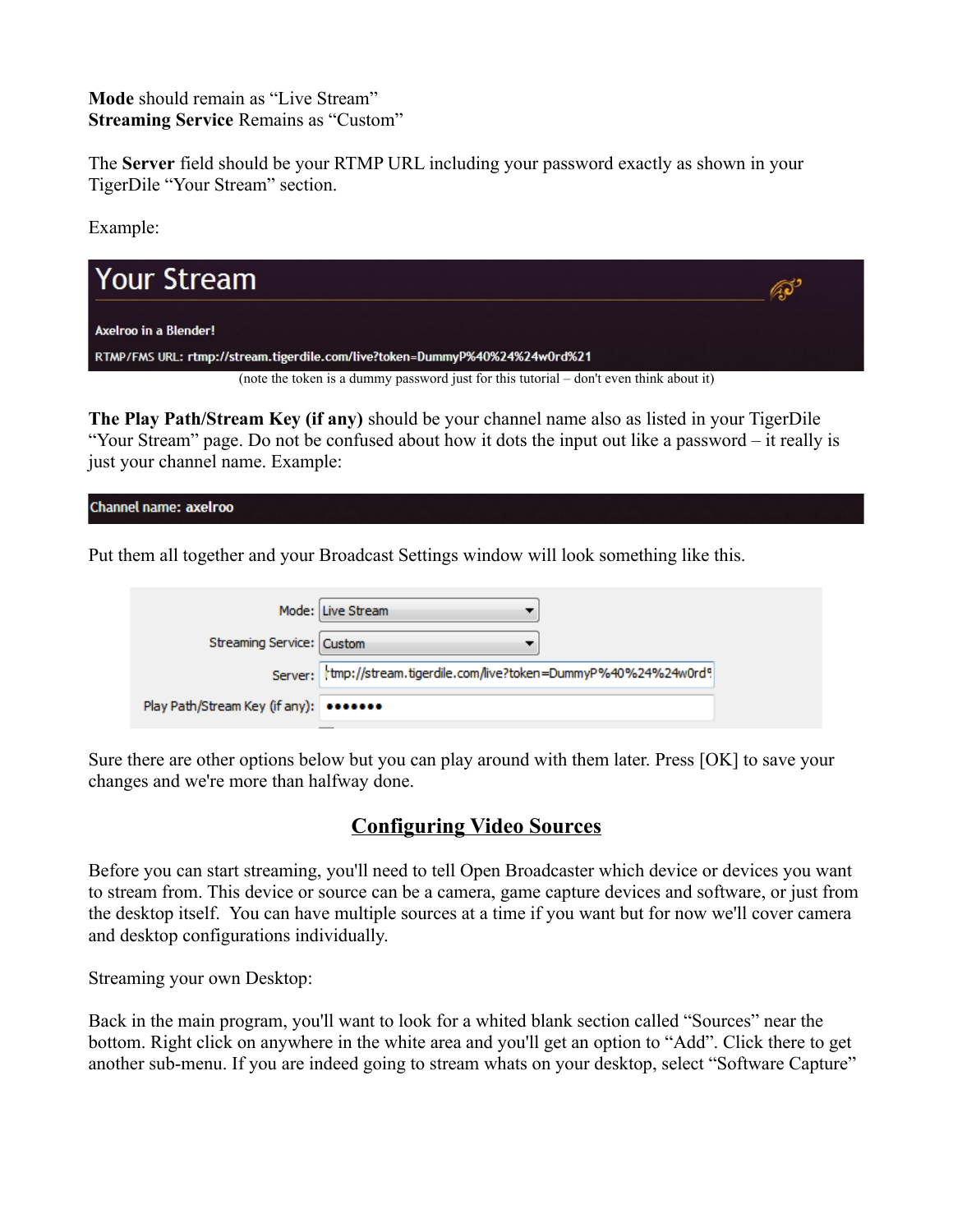**Mode** should remain as “Live Stream”
**Streaming Service** Remains as “Custom”

The **Server** field should be your RTMP URL including your password exactly as shown in your TigerDile “Your Stream” section.

Example:

Your Stream

Axelroo in a Blender!

RTMP/FMS URL: rtmp://stream.tigerdile.com/live?token=DummyP%40%24%24w0rd%21

(note the token is a dummy password just for this tutorial – don't even think about it)

**The Play Path/Stream Key (if any)** should be your channel name also as listed in your TigerDile “Your Stream” page. Do not be confused about how it dots the input out like a password – it really is just your channel name. Example:

Channel name: axelroo

Put them all together and your Broadcast Settings window will look something like this.

Mode: Live Stream
Streaming Service: Custom
Server: rtmp://stream.tigerdile.com/live?token=DummyP%40%24%24w0rd
Play Path/Stream Key (if any): •••••••

Sure there are other options below but you can play around with them later. Press [OK] to save your changes and we're more than halfway done.

## Configuring Video Sources

Before you can start streaming, you'll need to tell Open Broadcaster which device or devices you want to stream from. This device or source can be a camera, game capture devices and software, or just from the desktop itself. You can have multiple sources at a time if you want but for now we'll cover camera and desktop configurations individually.

Streaming your own Desktop:

Back in the main program, you'll want to look for a whited blank section called “Sources” near the bottom. Right click on anywhere in the white area and you'll get an option to “Add”. Click there to get another sub-menu. If you are indeed going to stream whats on your desktop, select “Software Capture”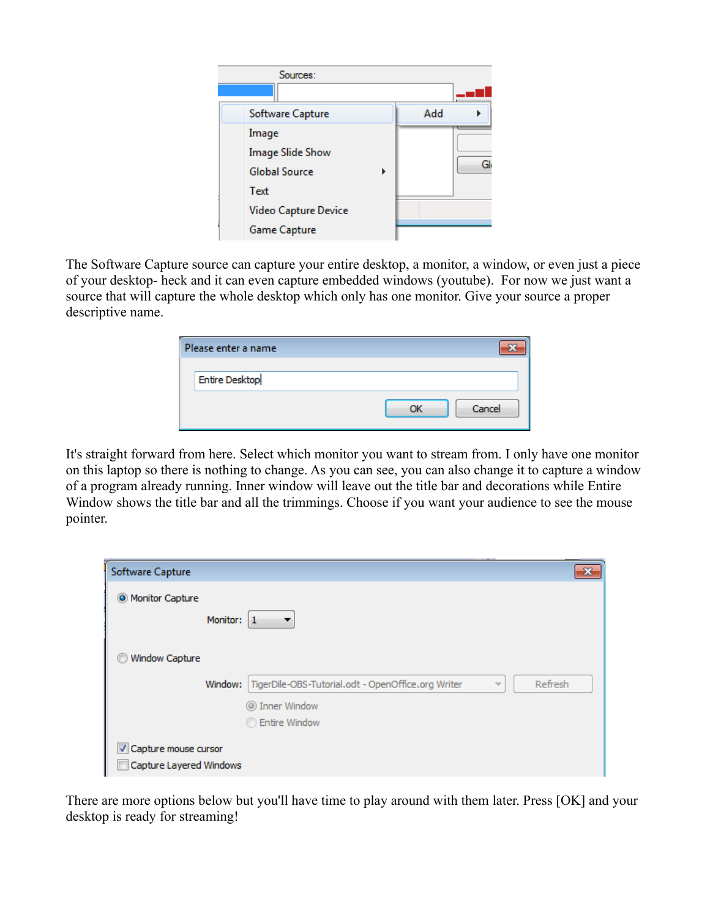The Software Capture source can capture your entire desktop, a monitor, a window, or even just a piece of your desktop- heck and it can even capture embedded windows (youtube). For now we just want a source that will capture the whole desktop which only has one monitor. Give your source a proper descriptive name.

It's straight forward from here. Select which monitor you want to stream from. I only have one monitor on this laptop so there is nothing to change. As you can see, you can also change it to capture a window of a program already running. Inner window will leave out the title bar and decorations while Entire Window shows the title bar and all the trimmings. Choose if you want your audience to see the mouse pointer.

There are more options below but you'll have time to play around with them later. Press [OK] and your desktop is ready for streaming!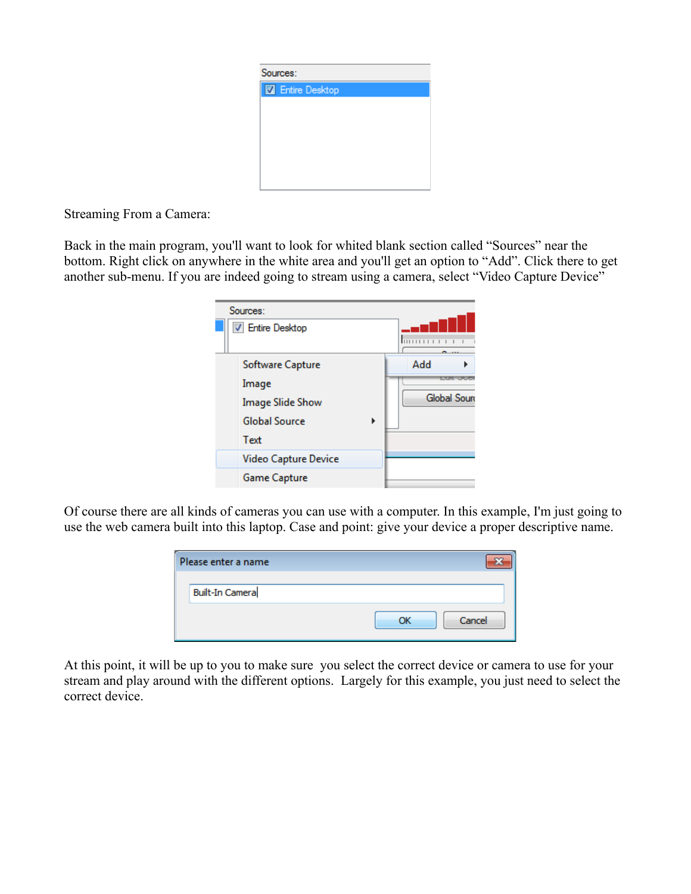Streaming From a Camera:

Back in the main program, you'll want to look for whited blank section called “Sources” near the bottom. Right click on anywhere in the white area and you'll get an option to “Add”. Click there to get another sub-menu. If you are indeed going to stream using a camera, select “Video Capture Device”

Of course there are all kinds of cameras you can use with a computer. In this example, I'm just going to use the web camera built into this laptop. Case and point: give your device a proper descriptive name.

At this point, it will be up to you to make sure you select the correct device or camera to use for your stream and play around with the different options. Largely for this example, you just need to select the correct device.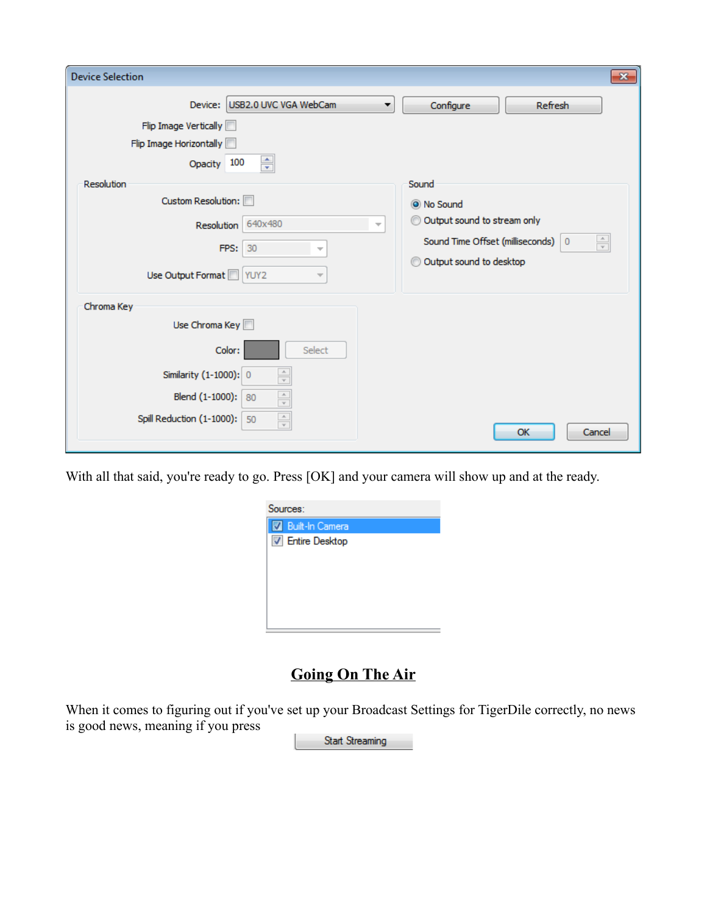With all that said, you're ready to go. Press [OK] and your camera will show up and at the ready.

## Going On The Air

When it comes to figuring out if you've set up your Broadcast Settings for TigerDile correctly, no news is good news, meaning if you press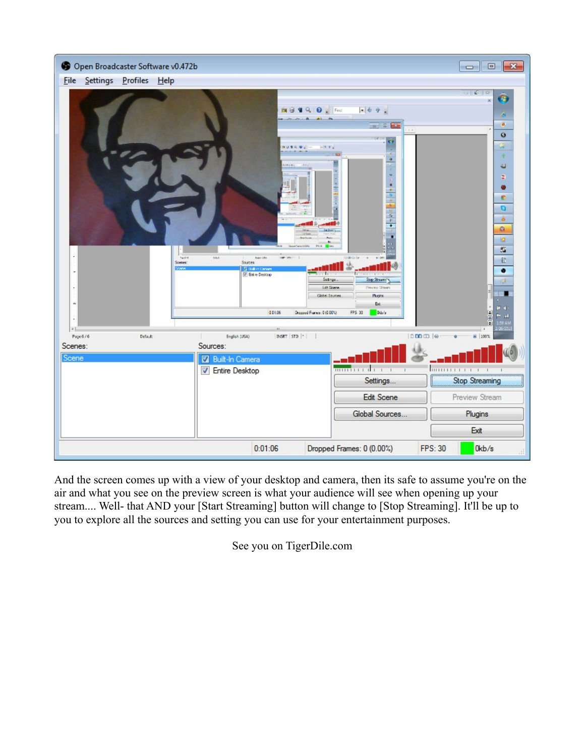And the screen comes up with a view of your desktop and camera, then its safe to assume you're on the air and what you see on the preview screen is what your audience will see when opening up your stream.... Well- that AND your [Start Streaming] button will change to [Stop Streaming]. It'll be up to you to explore all the sources and setting you can use for your entertainment purposes.

See you on TigerDile.com